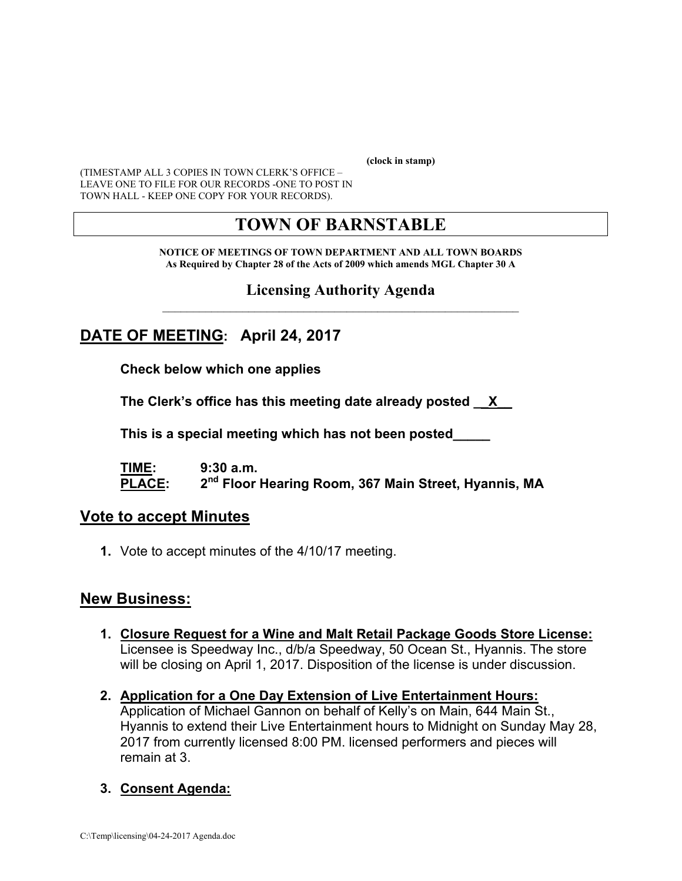(clock in stamp)

(TIMESTAMP ALL 3 COPIES IN TOWN CLERK'S OFFICE – LEAVE ONE TO FILE FOR OUR RECORDS -ONE TO POST IN TOWN HALL - KEEP ONE COPY FOR YOUR RECORDS).

# TOWN OF BARNSTABLE

**NOTICE OF MEETINGS OF TOWN DEPARTMENT AND ALL TOWN BOARDS**
**As Required by Chapter 28 of the Acts of 2009 which amends MGL Chapter 30 A**

## Licensing Authority Agenda

## DATE OF MEETING: April 24, 2017

**Check below which one applies**

**The Clerk's office has this meeting date already posted __X__**

**This is a special meeting which has not been posted_____**

**TIME:** **9:30 a.m.**
**PLACE:** **2nd Floor Hearing Room, 367 Main Street, Hyannis, MA**

## Vote to accept Minutes

1. Vote to accept minutes of the 4/10/17 meeting.

## New Business:

1. **Closure Request for a Wine and Malt Retail Package Goods Store License:** Licensee is Speedway Inc., d/b/a Speedway, 50 Ocean St., Hyannis. The store will be closing on April 1, 2017. Disposition of the license is under discussion.

2. **Application for a One Day Extension of Live Entertainment Hours:** Application of Michael Gannon on behalf of Kelly's on Main, 644 Main St., Hyannis to extend their Live Entertainment hours to Midnight on Sunday May 28, 2017 from currently licensed 8:00 PM. licensed performers and pieces will remain at 3.

3. **Consent Agenda:**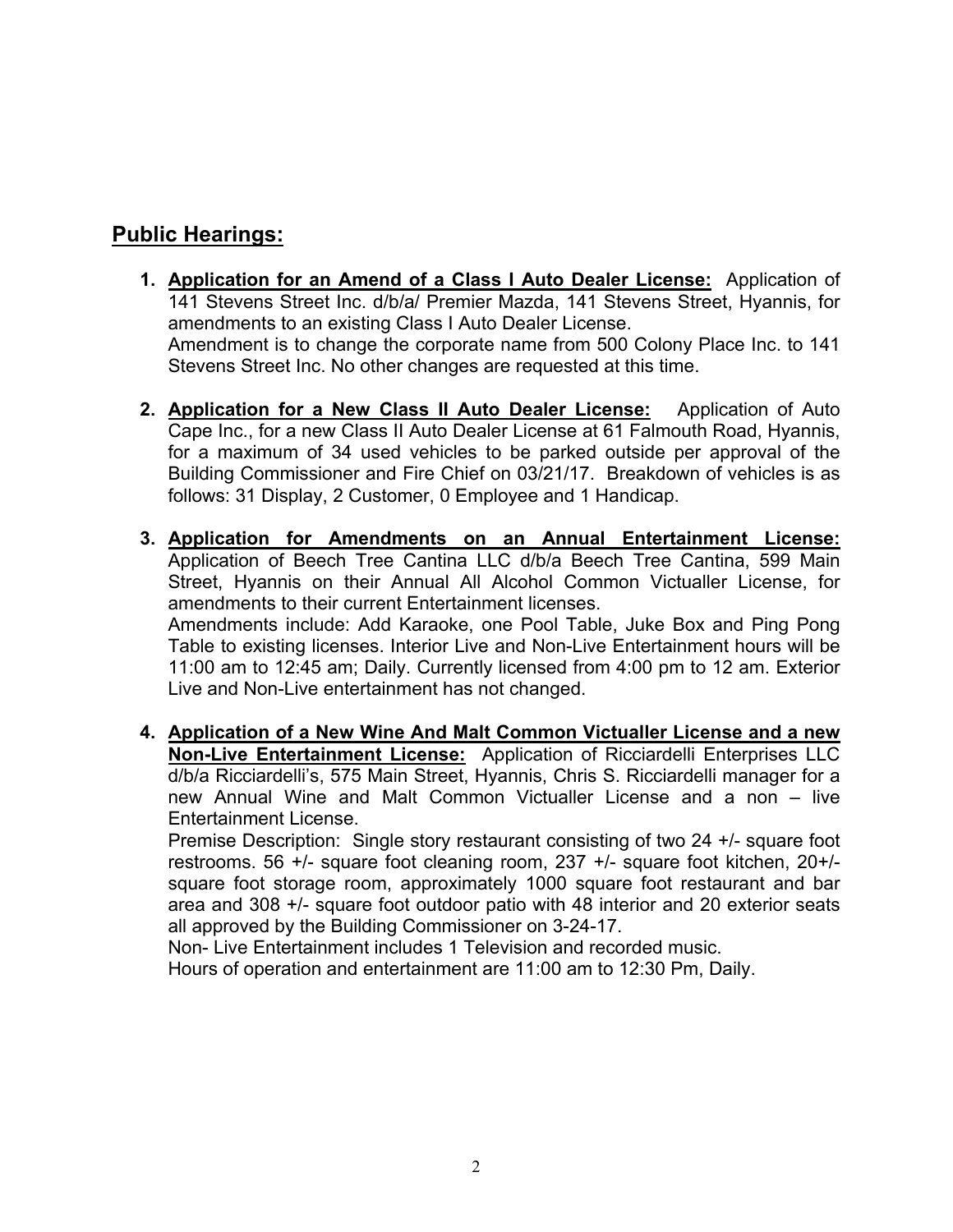## Public Hearings:

1. **Application for an Amend of a Class I Auto Dealer License:** Application of 141 Stevens Street Inc. d/b/a/ Premier Mazda, 141 Stevens Street, Hyannis, for amendments to an existing Class I Auto Dealer License.
   Amendment is to change the corporate name from 500 Colony Place Inc. to 141 Stevens Street Inc. No other changes are requested at this time.

2. **Application for a New Class II Auto Dealer License:** Application of Auto Cape Inc., for a new Class II Auto Dealer License at 61 Falmouth Road, Hyannis, for a maximum of 34 used vehicles to be parked outside per approval of the Building Commissioner and Fire Chief on 03/21/17. Breakdown of vehicles is as follows: 31 Display, 2 Customer, 0 Employee and 1 Handicap.

3. **Application for Amendments on an Annual Entertainment License:** Application of Beech Tree Cantina LLC d/b/a Beech Tree Cantina, 599 Main Street, Hyannis on their Annual All Alcohol Common Victualler License, for amendments to their current Entertainment licenses.
   Amendments include: Add Karaoke, one Pool Table, Juke Box and Ping Pong Table to existing licenses. Interior Live and Non-Live Entertainment hours will be 11:00 am to 12:45 am; Daily. Currently licensed from 4:00 pm to 12 am. Exterior Live and Non-Live entertainment has not changed.

4. **Application of a New Wine And Malt Common Victualler License and a new Non-Live Entertainment License:** Application of Ricciardelli Enterprises LLC d/b/a Ricciardelli's, 575 Main Street, Hyannis, Chris S. Ricciardelli manager for a new Annual Wine and Malt Common Victualler License and a non – live Entertainment License.
   Premise Description: Single story restaurant consisting of two 24 +/- square foot restrooms. 56 +/- square foot cleaning room, 237 +/- square foot kitchen, 20+/- square foot storage room, approximately 1000 square foot restaurant and bar area and 308 +/- square foot outdoor patio with 48 interior and 20 exterior seats all approved by the Building Commissioner on 3-24-17.
   Non- Live Entertainment includes 1 Television and recorded music.
   Hours of operation and entertainment are 11:00 am to 12:30 Pm, Daily.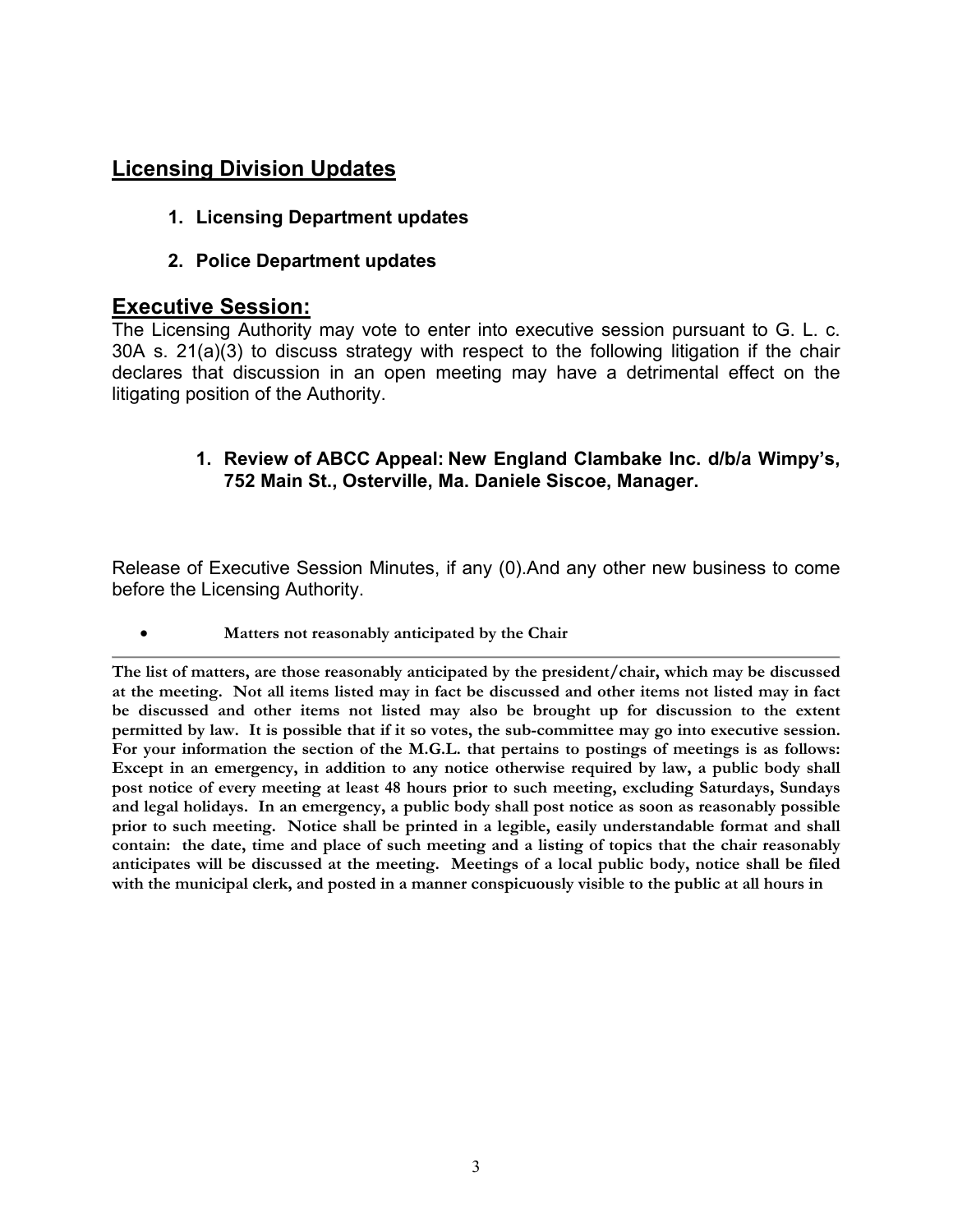## Licensing Division Updates

1. **Licensing Department updates**

2. **Police Department updates**

## Executive Session:

The Licensing Authority may vote to enter into executive session pursuant to G. L. c. 30A s. 21(a)(3) to discuss strategy with respect to the following litigation if the chair declares that discussion in an open meeting may have a detrimental effect on the litigating position of the Authority.

1. **Review of ABCC Appeal: New England Clambake Inc. d/b/a Wimpy's, 752 Main St., Osterville, Ma. Daniele Siscoe, Manager.**

Release of Executive Session Minutes, if any (0).And any other new business to come before the Licensing Authority.

- **Matters not reasonably anticipated by the Chair**

---

**The list of matters, are those reasonably anticipated by the president/chair, which may be discussed at the meeting. Not all items listed may in fact be discussed and other items not listed may in fact be discussed and other items not listed may also be brought up for discussion to the extent permitted by law. It is possible that if it so votes, the sub-committee may go into executive session. For your information the section of the M.G.L. that pertains to postings of meetings is as follows: Except in an emergency, in addition to any notice otherwise required by law, a public body shall post notice of every meeting at least 48 hours prior to such meeting, excluding Saturdays, Sundays and legal holidays. In an emergency, a public body shall post notice as soon as reasonably possible prior to such meeting. Notice shall be printed in a legible, easily understandable format and shall contain: the date, time and place of such meeting and a listing of topics that the chair reasonably anticipates will be discussed at the meeting. Meetings of a local public body, notice shall be filed with the municipal clerk, and posted in a manner conspicuously visible to the public at all hours in**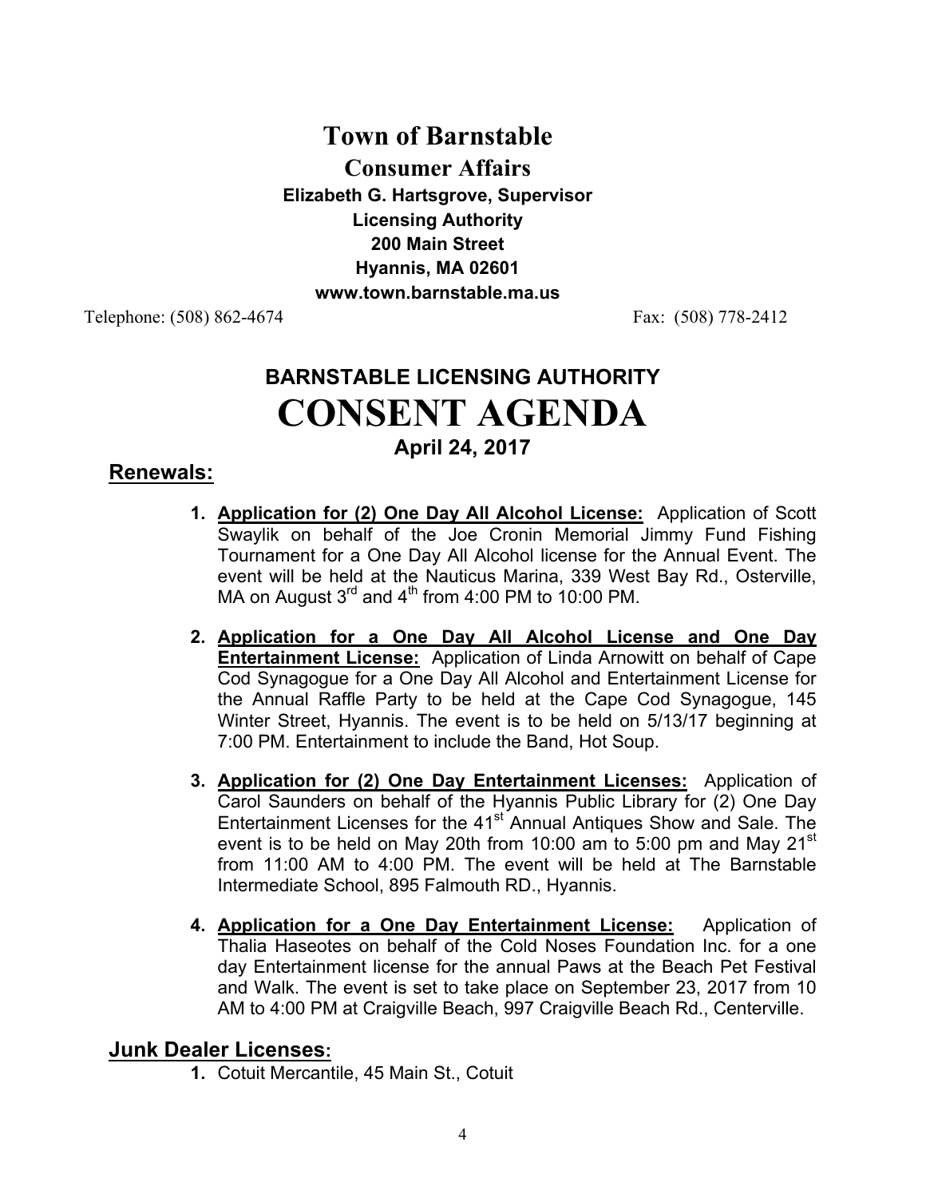# Town of Barnstable

## Consumer Affairs

**Elizabeth G. Hartsgrove, Supervisor**
**Licensing Authority**
**200 Main Street**
**Hyannis, MA 02601**
**www.town.barnstable.ma.us**

Telephone: (508) 862-4674 Fax: (508) 778-2412

# BARNSTABLE LICENSING AUTHORITY

# CONSENT AGENDA

**April 24, 2017**

## Renewals:

1. **Application for (2) One Day All Alcohol License:** Application of Scott Swaylik on behalf of the Joe Cronin Memorial Jimmy Fund Fishing Tournament for a One Day All Alcohol license for the Annual Event. The event will be held at the Nauticus Marina, 339 West Bay Rd., Osterville, MA on August 3rd and 4th from 4:00 PM to 10:00 PM.

2. **Application for a One Day All Alcohol License and One Day Entertainment License:** Application of Linda Arnowitt on behalf of Cape Cod Synagogue for a One Day All Alcohol and Entertainment License for the Annual Raffle Party to be held at the Cape Cod Synagogue, 145 Winter Street, Hyannis. The event is to be held on 5/13/17 beginning at 7:00 PM. Entertainment to include the Band, Hot Soup.

3. **Application for (2) One Day Entertainment Licenses:** Application of Carol Saunders on behalf of the Hyannis Public Library for (2) One Day Entertainment Licenses for the 41st Annual Antiques Show and Sale. The event is to be held on May 20th from 10:00 am to 5:00 pm and May 21st from 11:00 AM to 4:00 PM. The event will be held at The Barnstable Intermediate School, 895 Falmouth RD., Hyannis.

4. **Application for a One Day Entertainment License:** Application of Thalia Haseotes on behalf of the Cold Noses Foundation Inc. for a one day Entertainment license for the annual Paws at the Beach Pet Festival and Walk. The event is set to take place on September 23, 2017 from 10 AM to 4:00 PM at Craigville Beach, 997 Craigville Beach Rd., Centerville.

## Junk Dealer Licenses:

1. Cotuit Mercantile, 45 Main St., Cotuit